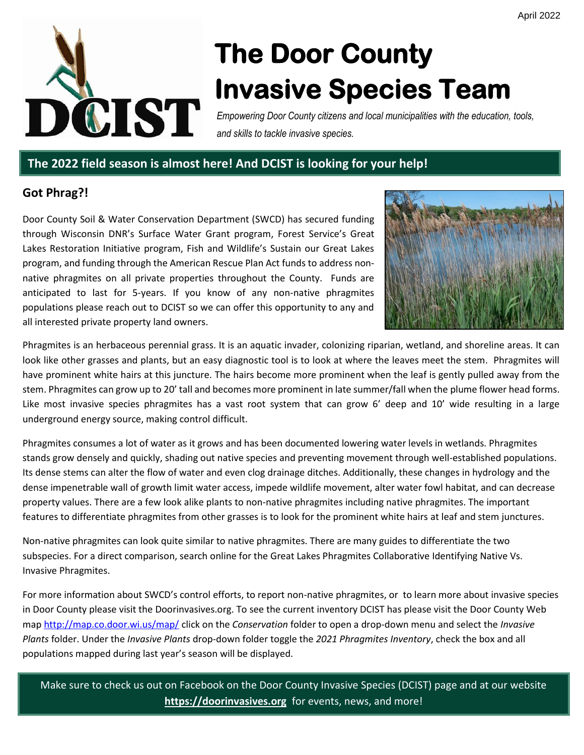April 2022

# The Door County Invasive Species Team

*Empowering Door County citizens and local municipalities with the education, tools, and skills to tackle invasive species.*

## The 2022 field season is almost here! And DCIST is looking for your help!

### Got Phrag?!

Door County Soil & Water Conservation Department (SWCD) has secured funding through Wisconsin DNR's Surface Water Grant program, Forest Service's Great Lakes Restoration Initiative program, Fish and Wildlife's Sustain our Great Lakes program, and funding through the American Rescue Plan Act funds to address non-native phragmites on all private properties throughout the County. Funds are anticipated to last for 5-years. If you know of any non-native phragmites populations please reach out to DCIST so we can offer this opportunity to any and all interested private property land owners.

Phragmites is an herbaceous perennial grass. It is an aquatic invader, colonizing riparian, wetland, and shoreline areas. It can look like other grasses and plants, but an easy diagnostic tool is to look at where the leaves meet the stem. Phragmites will have prominent white hairs at this juncture. The hairs become more prominent when the leaf is gently pulled away from the stem. Phragmites can grow up to 20' tall and becomes more prominent in late summer/fall when the plume flower head forms. Like most invasive species phragmites has a vast root system that can grow 6' deep and 10' wide resulting in a large underground energy source, making control difficult.

Phragmites consumes a lot of water as it grows and has been documented lowering water levels in wetlands. Phragmites stands grow densely and quickly, shading out native species and preventing movement through well-established populations. Its dense stems can alter the flow of water and even clog drainage ditches. Additionally, these changes in hydrology and the dense impenetrable wall of growth limit water access, impede wildlife movement, alter water fowl habitat, and can decrease property values. There are a few look alike plants to non-native phragmites including native phragmites. The important features to differentiate phragmites from other grasses is to look for the prominent white hairs at leaf and stem junctures.

Non-native phragmites can look quite similar to native phragmites. There are many guides to differentiate the two subspecies. For a direct comparison, search online for the Great Lakes Phragmites Collaborative Identifying Native Vs. Invasive Phragmites.

For more information about SWCD's control efforts, to report non-native phragmites, or to learn more about invasive species in Door County please visit the Doorinvasives.org. To see the current inventory DCIST has please visit the Door County Web map http://map.co.door.wi.us/map/ click on the *Conservation* folder to open a drop-down menu and select the *Invasive Plants* folder. Under the *Invasive Plants* drop-down folder toggle the *2021 Phragmites Inventory*, check the box and all populations mapped during last year's season will be displayed.

Make sure to check us out on Facebook on the Door County Invasive Species (DCIST) page and at our website **https://doorinvasives.org** for events, news, and more!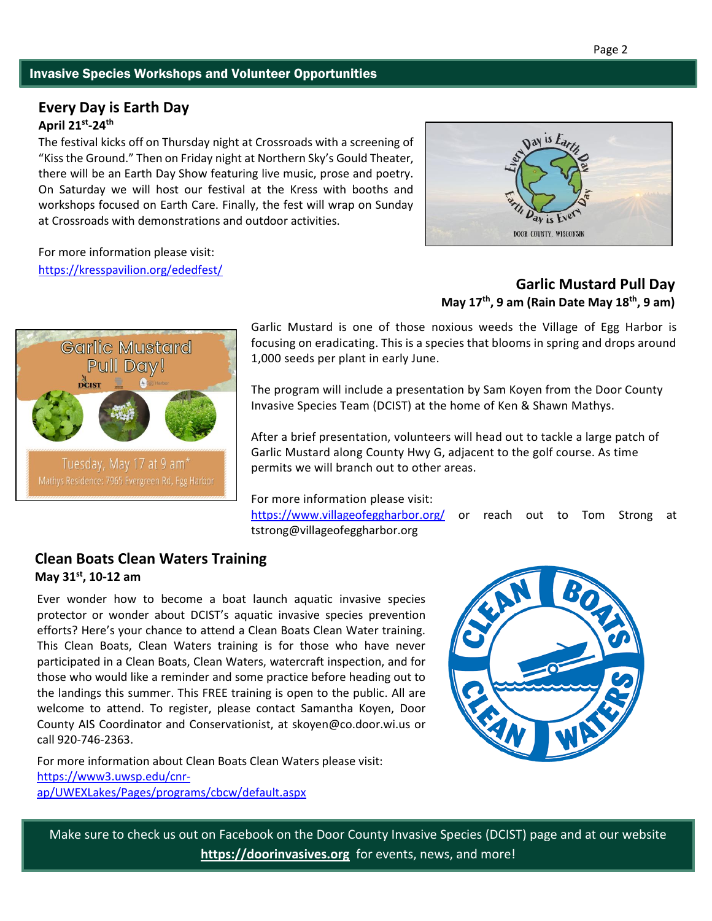## Invasive Species Workshops and Volunteer Opportunities

### Every Day is Earth Day

**April 21st-24th**

The festival kicks off on Thursday night at Crossroads with a screening of "Kiss the Ground." Then on Friday night at Northern Sky's Gould Theater, there will be an Earth Day Show featuring live music, prose and poetry. On Saturday we will host our festival at the Kress with booths and workshops focused on Earth Care. Finally, the fest will wrap on Sunday at Crossroads with demonstrations and outdoor activities.

For more information please visit:
https://kresspavilion.org/ededfest/

### Garlic Mustard Pull Day

**May 17th, 9 am (Rain Date May 18th, 9 am)**

Garlic Mustard is one of those noxious weeds the Village of Egg Harbor is focusing on eradicating. This is a species that blooms in spring and drops around 1,000 seeds per plant in early June.

The program will include a presentation by Sam Koyen from the Door County Invasive Species Team (DCIST) at the home of Ken & Shawn Mathys.

After a brief presentation, volunteers will head out to tackle a large patch of Garlic Mustard along County Hwy G, adjacent to the golf course. As time permits we will branch out to other areas.

For more information please visit:
https://www.villageofeggharbor.org/ or reach out to Tom Strong at tstrong@villageofeggharbor.org

### Clean Boats Clean Waters Training

**May 31st, 10-12 am**

Ever wonder how to become a boat launch aquatic invasive species protector or wonder about DCIST's aquatic invasive species prevention efforts? Here's your chance to attend a Clean Boats Clean Water training. This Clean Boats, Clean Waters training is for those who have never participated in a Clean Boats, Clean Waters, watercraft inspection, and for those who would like a reminder and some practice before heading out to the landings this summer. This FREE training is open to the public. All are welcome to attend. To register, please contact Samantha Koyen, Door County AIS Coordinator and Conservationist, at skoyen@co.door.wi.us or call 920-746-2363.

For more information about Clean Boats Clean Waters please visit:
https://www3.uwsp.edu/cnr-ap/UWEXLakes/Pages/programs/cbcw/default.aspx

Make sure to check us out on Facebook on the Door County Invasive Species (DCIST) page and at our website **https://doorinvasives.org** for events, news, and more!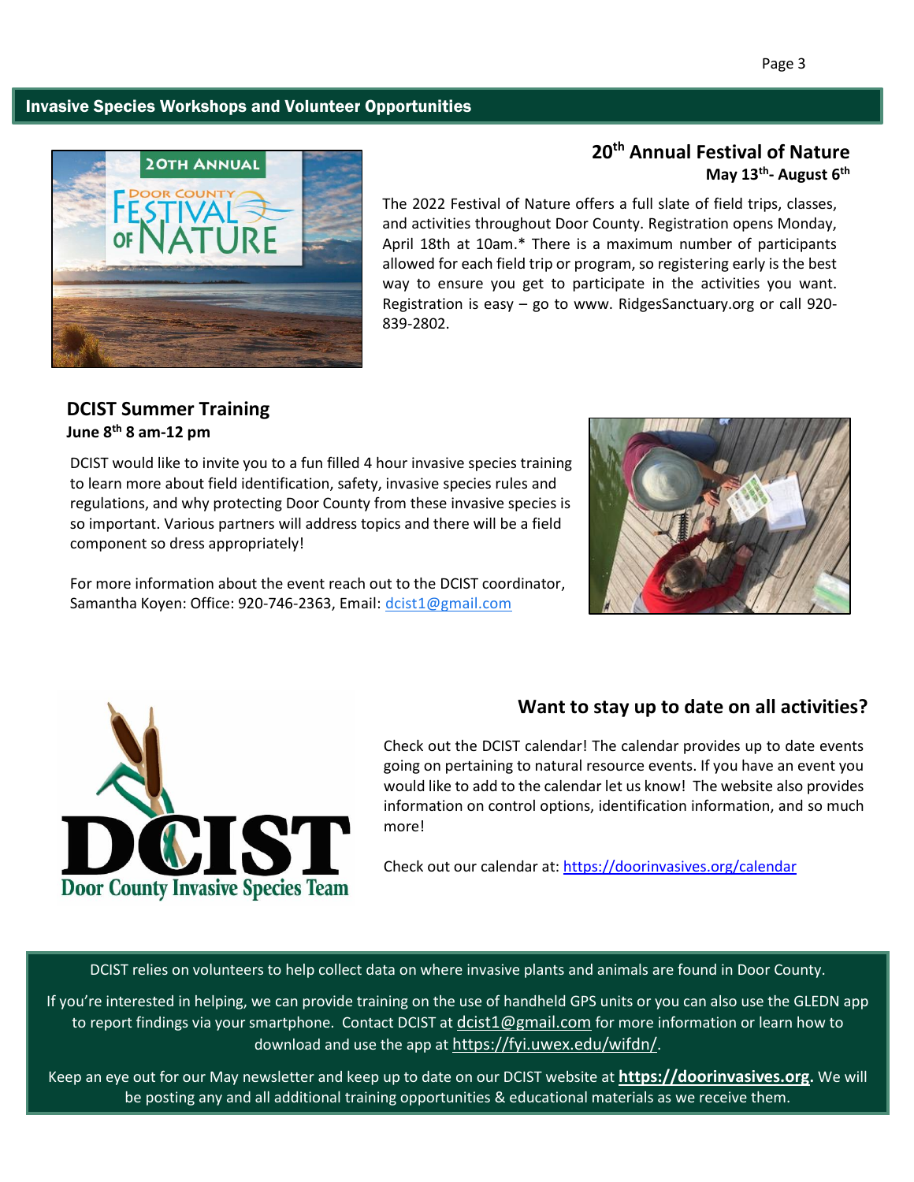## Invasive Species Workshops and Volunteer Opportunities

### 20th Annual Festival of Nature

**May 13th- August 6th**

The 2022 Festival of Nature offers a full slate of field trips, classes, and activities throughout Door County. Registration opens Monday, April 18th at 10am.* There is a maximum number of participants allowed for each field trip or program, so registering early is the best way to ensure you get to participate in the activities you want. Registration is easy – go to www. RidgesSanctuary.org or call 920-839-2802.

### DCIST Summer Training

**June 8th 8 am-12 pm**

DCIST would like to invite you to a fun filled 4 hour invasive species training to learn more about field identification, safety, invasive species rules and regulations, and why protecting Door County from these invasive species is so important. Various partners will address topics and there will be a field component so dress appropriately!

For more information about the event reach out to the DCIST coordinator, Samantha Koyen: Office: 920-746-2363, Email: dcist1@gmail.com

### Want to stay up to date on all activities?

Check out the DCIST calendar! The calendar provides up to date events going on pertaining to natural resource events. If you have an event you would like to add to the calendar let us know! The website also provides information on control options, identification information, and so much more!

Check out our calendar at: https://doorinvasives.org/calendar

DCIST relies on volunteers to help collect data on where invasive plants and animals are found in Door County.

If you're interested in helping, we can provide training on the use of handheld GPS units or you can also use the GLEDN app to report findings via your smartphone. Contact DCIST at dcist1@gmail.com for more information or learn how to download and use the app at https://fyi.uwex.edu/wifdn/.

Keep an eye out for our May newsletter and keep up to date on our DCIST website at **https://doorinvasives.org**. We will be posting any and all additional training opportunities & educational materials as we receive them.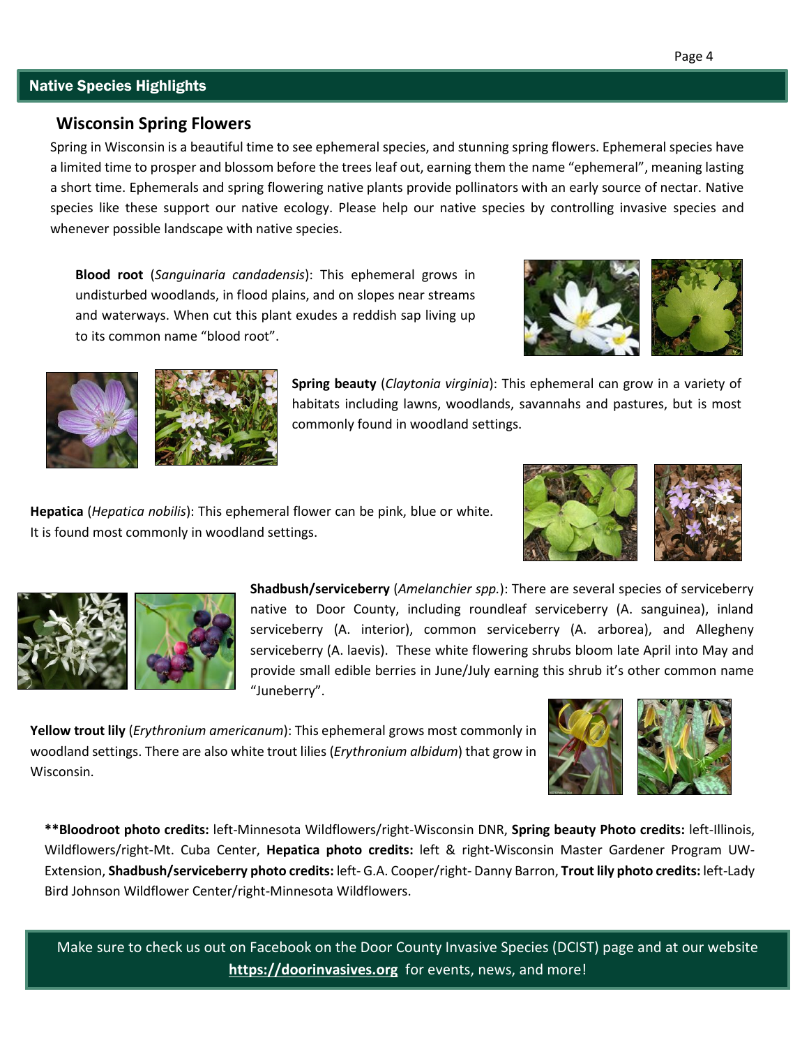## Native Species Highlights

### Wisconsin Spring Flowers

Spring in Wisconsin is a beautiful time to see ephemeral species, and stunning spring flowers. Ephemeral species have a limited time to prosper and blossom before the trees leaf out, earning them the name "ephemeral", meaning lasting a short time. Ephemerals and spring flowering native plants provide pollinators with an early source of nectar. Native species like these support our native ecology. Please help our native species by controlling invasive species and whenever possible landscape with native species.

**Blood root** (*Sanguinaria candadensis*): This ephemeral grows in undisturbed woodlands, in flood plains, and on slopes near streams and waterways. When cut this plant exudes a reddish sap living up to its common name "blood root".

**Spring beauty** (*Claytonia virginia*): This ephemeral can grow in a variety of habitats including lawns, woodlands, savannahs and pastures, but is most commonly found in woodland settings.

**Hepatica** (*Hepatica nobilis*): This ephemeral flower can be pink, blue or white. It is found most commonly in woodland settings.

**Shadbush/serviceberry** (*Amelanchier spp.*): There are several species of serviceberry native to Door County, including roundleaf serviceberry (A. sanguinea), inland serviceberry (A. interior), common serviceberry (A. arborea), and Allegheny serviceberry (A. laevis). These white flowering shrubs bloom late April into May and provide small edible berries in June/July earning this shrub it's other common name "Juneberry".

**Yellow trout lily** (*Erythronium americanum*): This ephemeral grows most commonly in woodland settings. There are also white trout lilies (*Erythronium albidum*) that grow in Wisconsin.

****Bloodroot photo credits:** left-Minnesota Wildflowers/right-Wisconsin DNR, **Spring beauty Photo credits:** left-Illinois, Wildflowers/right-Mt. Cuba Center, **Hepatica photo credits:** left & right-Wisconsin Master Gardener Program UW-Extension, **Shadbush/serviceberry photo credits:** left- G.A. Cooper/right- Danny Barron, **Trout lily photo credits:** left-Lady Bird Johnson Wildflower Center/right-Minnesota Wildflowers.

Make sure to check us out on Facebook on the Door County Invasive Species (DCIST) page and at our website **https://doorinvasives.org** for events, news, and more!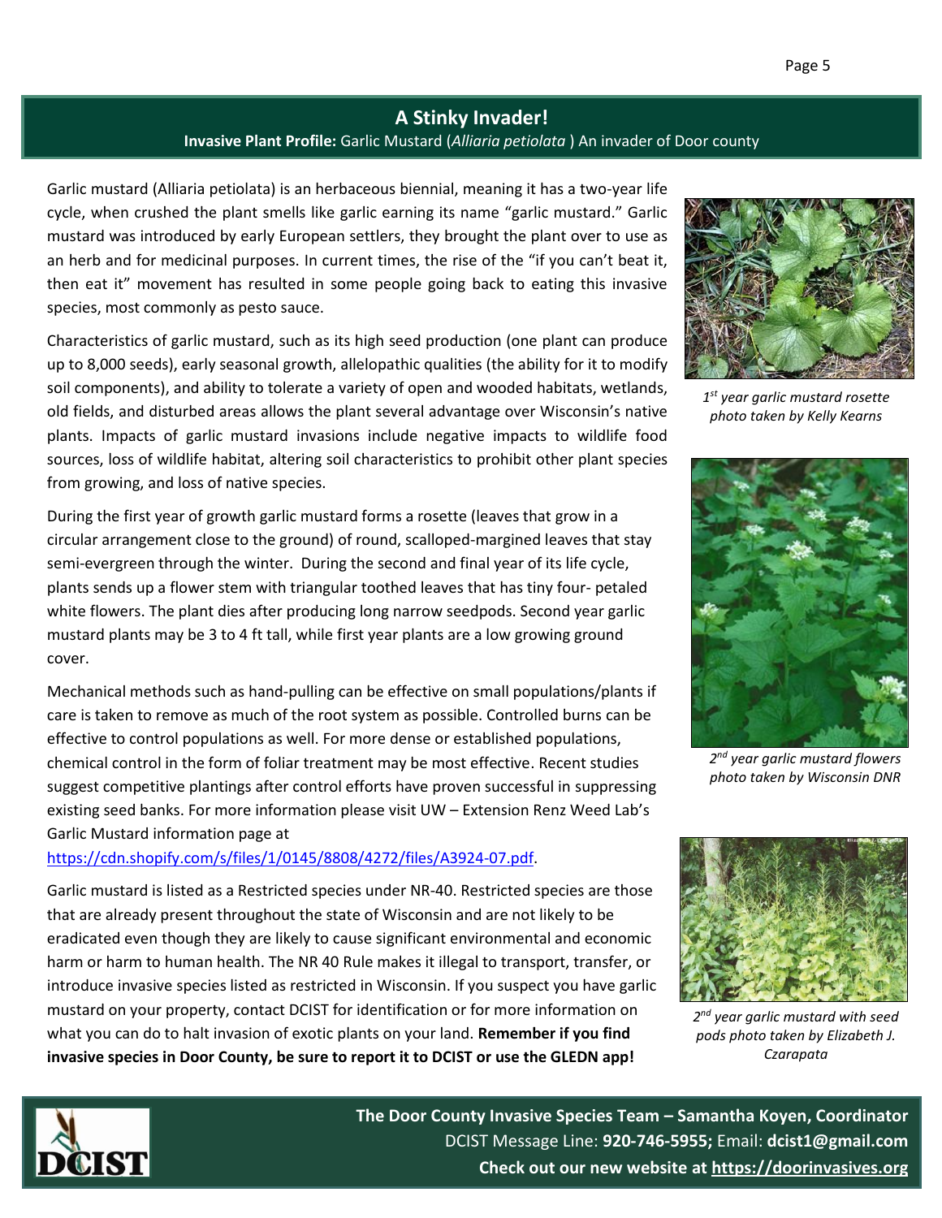## A Stinky Invader!

**Invasive Plant Profile:** Garlic Mustard (*Alliaria petiolata* ) An invader of Door county

Garlic mustard (Alliaria petiolata) is an herbaceous biennial, meaning it has a two-year life cycle, when crushed the plant smells like garlic earning its name "garlic mustard." Garlic mustard was introduced by early European settlers, they brought the plant over to use as an herb and for medicinal purposes. In current times, the rise of the "if you can't beat it, then eat it" movement has resulted in some people going back to eating this invasive species, most commonly as pesto sauce.

Characteristics of garlic mustard, such as its high seed production (one plant can produce up to 8,000 seeds), early seasonal growth, allelopathic qualities (the ability for it to modify soil components), and ability to tolerate a variety of open and wooded habitats, wetlands, old fields, and disturbed areas allows the plant several advantage over Wisconsin's native plants. Impacts of garlic mustard invasions include negative impacts to wildlife food sources, loss of wildlife habitat, altering soil characteristics to prohibit other plant species from growing, and loss of native species.

During the first year of growth garlic mustard forms a rosette (leaves that grow in a circular arrangement close to the ground) of round, scalloped-margined leaves that stay semi-evergreen through the winter. During the second and final year of its life cycle, plants sends up a flower stem with triangular toothed leaves that has tiny four- petaled white flowers. The plant dies after producing long narrow seedpods. Second year garlic mustard plants may be 3 to 4 ft tall, while first year plants are a low growing ground cover.

Mechanical methods such as hand-pulling can be effective on small populations/plants if care is taken to remove as much of the root system as possible. Controlled burns can be effective to control populations as well. For more dense or established populations, chemical control in the form of foliar treatment may be most effective. Recent studies suggest competitive plantings after control efforts have proven successful in suppressing existing seed banks. For more information please visit UW – Extension Renz Weed Lab's Garlic Mustard information page at https://cdn.shopify.com/s/files/1/0145/8808/4272/files/A3924-07.pdf.

Garlic mustard is listed as a Restricted species under NR-40. Restricted species are those that are already present throughout the state of Wisconsin and are not likely to be eradicated even though they are likely to cause significant environmental and economic harm or harm to human health. The NR 40 Rule makes it illegal to transport, transfer, or introduce invasive species listed as restricted in Wisconsin. If you suspect you have garlic mustard on your property, contact DCIST for identification or for more information on what you can do to halt invasion of exotic plants on your land. **Remember if you find invasive species in Door County, be sure to report it to DCIST or use the GLEDN app!**

*1st year garlic mustard rosette photo taken by Kelly Kearns*

*2nd year garlic mustard flowers photo taken by Wisconsin DNR*

*2nd year garlic mustard with seed pods photo taken by Elizabeth J. Czarapata*

**The Door County Invasive Species Team – Samantha Koyen, Coordinator**
DCIST Message Line: **920-746-5955;** Email: **dcist1@gmail.com**
**Check out our new website at https://doorinvasives.org**